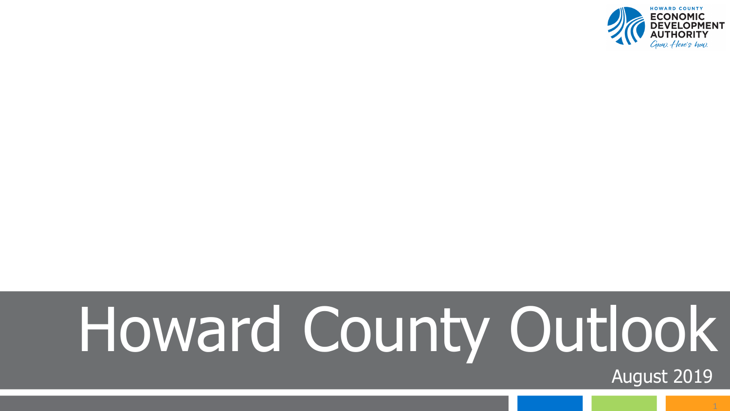HOWARD COUNTY ECONOMIC DEVELOPMENT AUTHORITY

*Grow. Here's how.*

# Howard County Outlook

August 2019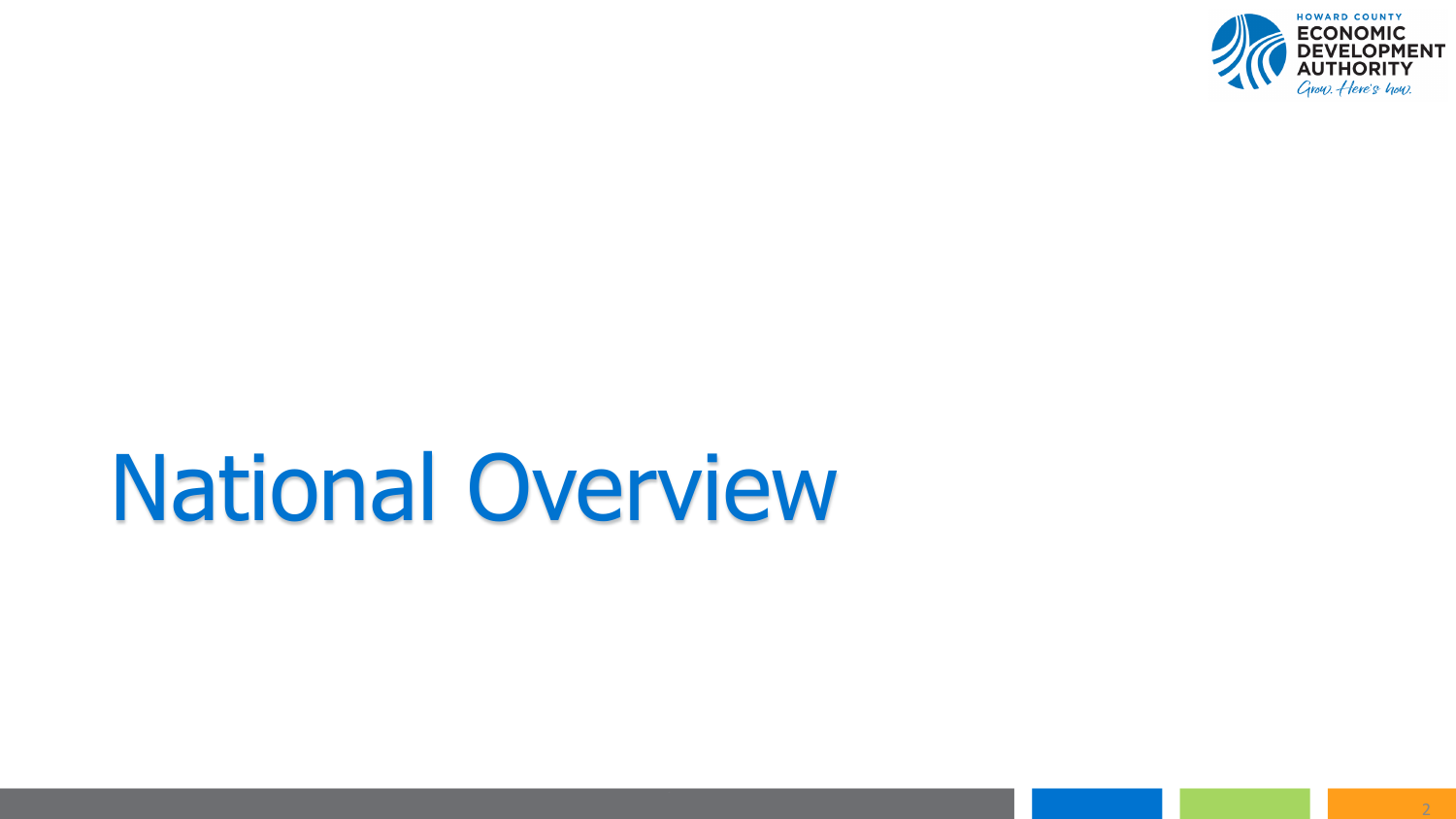# National Overview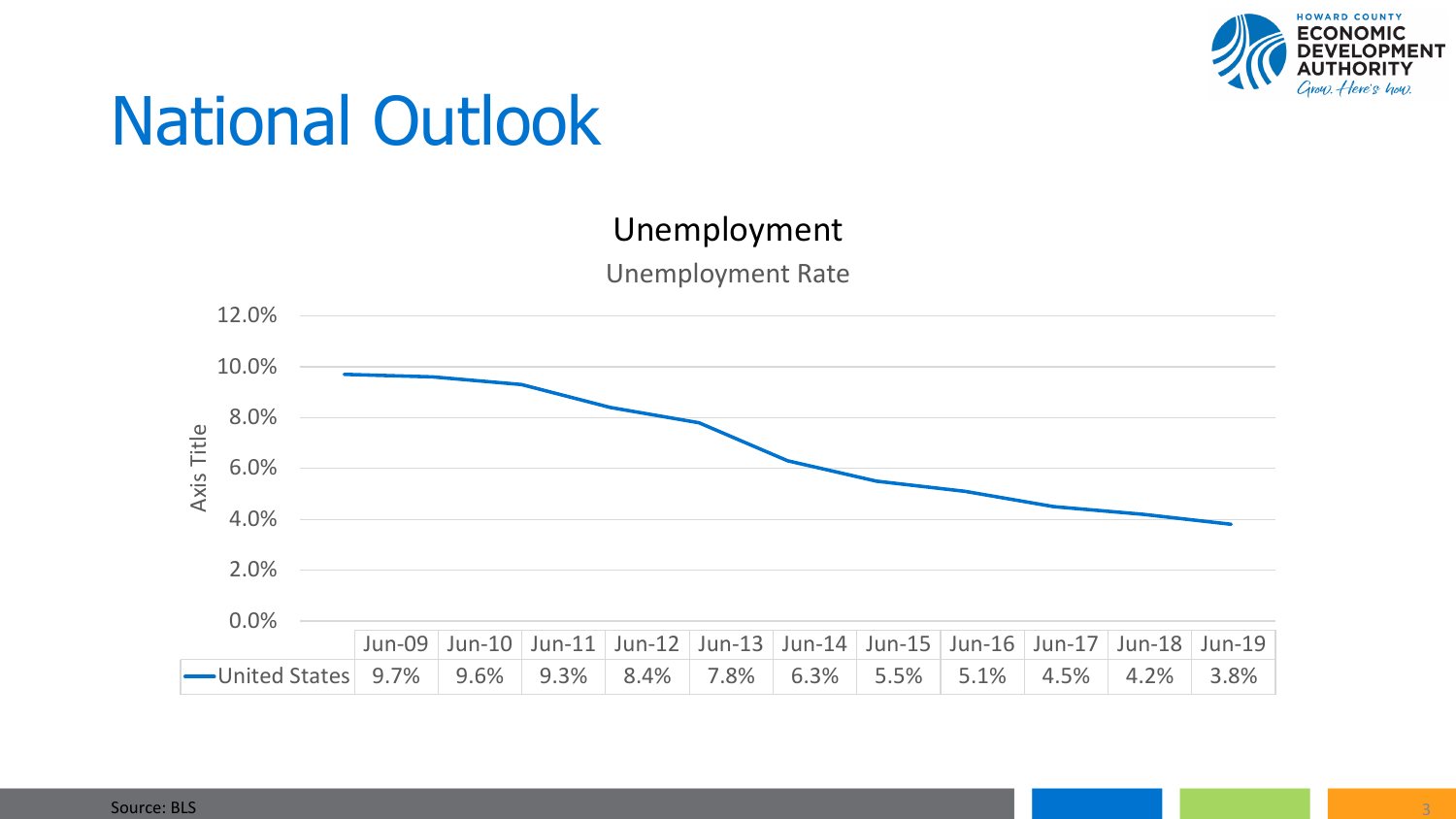# National Outlook

## Unemployment

Unemployment Rate

| | Jun-09 | Jun-10 | Jun-11 | Jun-12 | Jun-13 | Jun-14 | Jun-15 | Jun-16 | Jun-17 | Jun-18 | Jun-19 |
|---|---|---|---|---|---|---|---|---|---|---|---|
| United States | 9.7% | 9.6% | 9.3% | 8.4% | 7.8% | 6.3% | 5.5% | 5.1% | 4.5% | 4.2% | 3.8% |

Source: BLS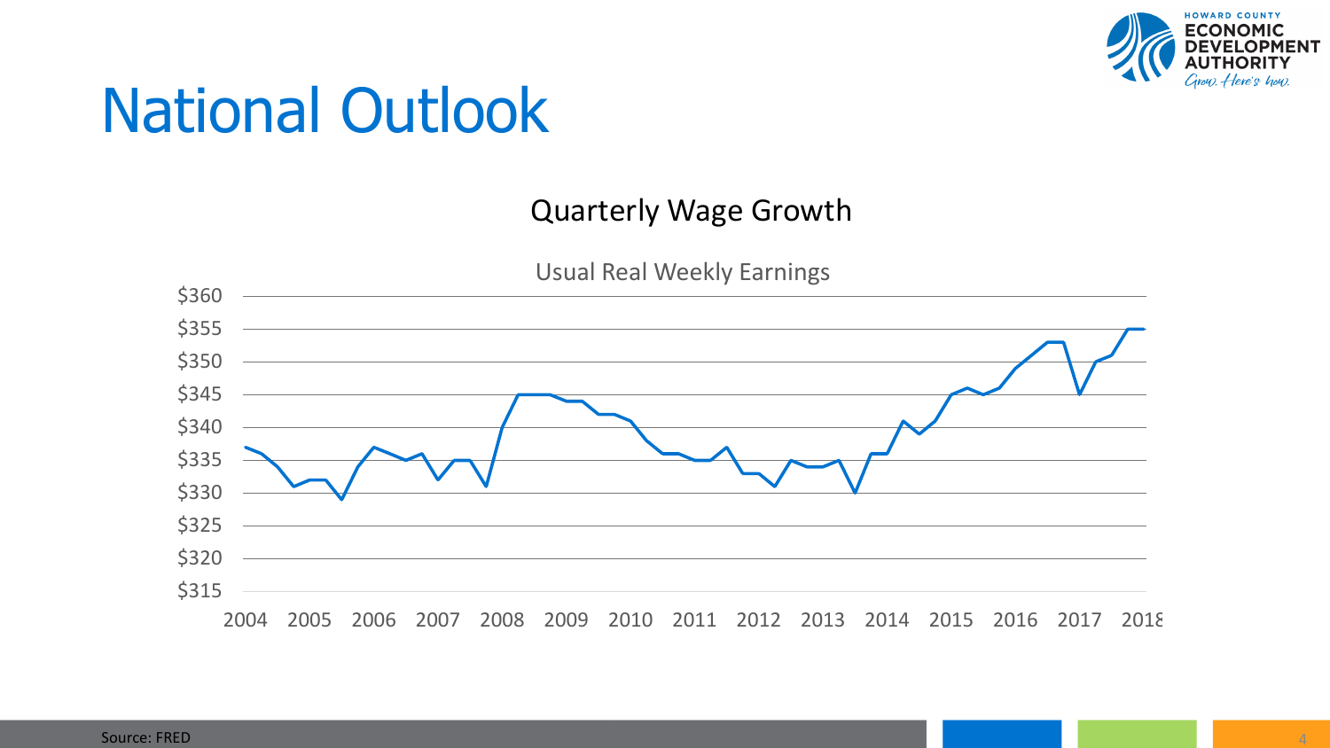# National Outlook

## Quarterly Wage Growth

Usual Real Weekly Earnings

Source: FRED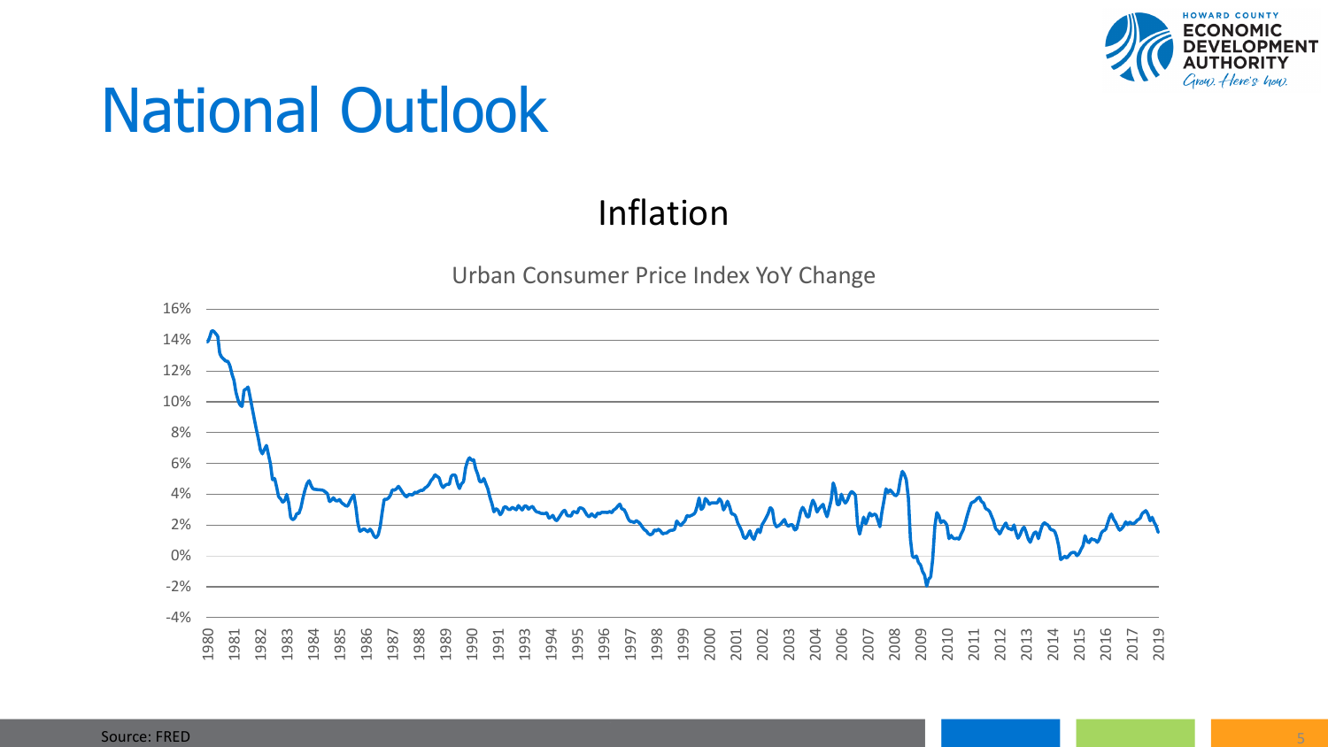# National Outlook

## Inflation

Urban Consumer Price Index YoY Change

Source: FRED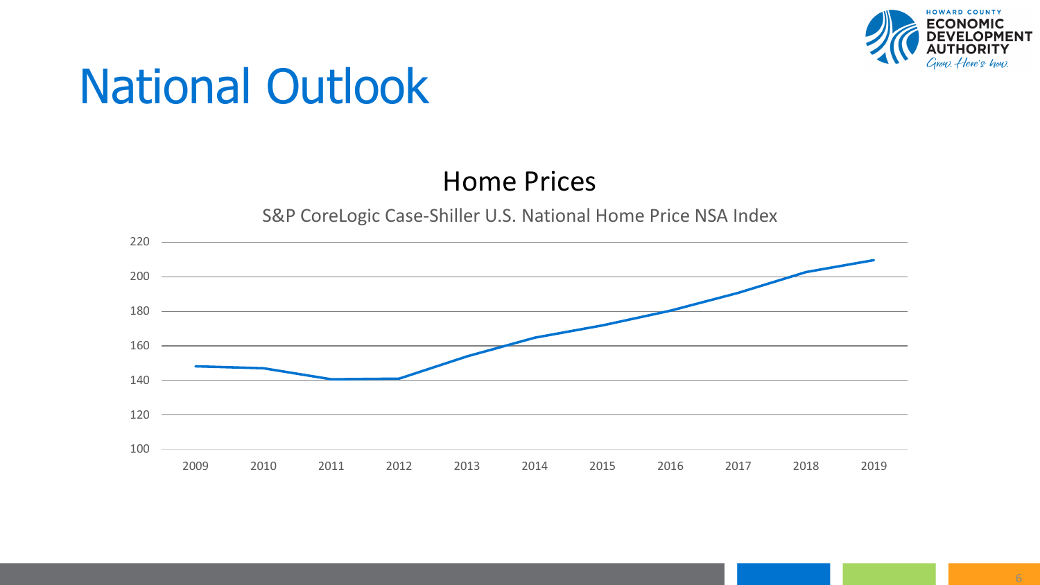# National Outlook

## Home Prices

S&P CoreLogic Case-Shiller U.S. National Home Price NSA Index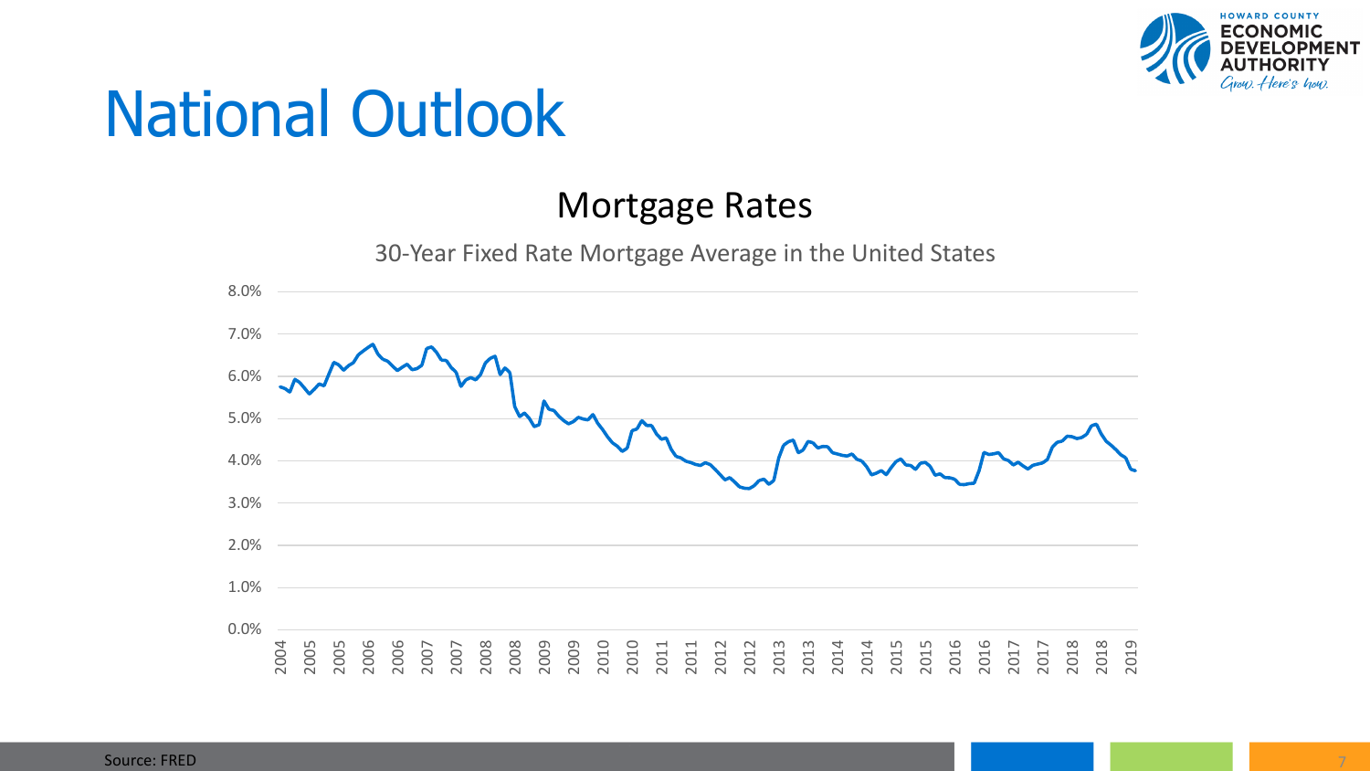# National Outlook

## Mortgage Rates

30-Year Fixed Rate Mortgage Average in the United States

Source: FRED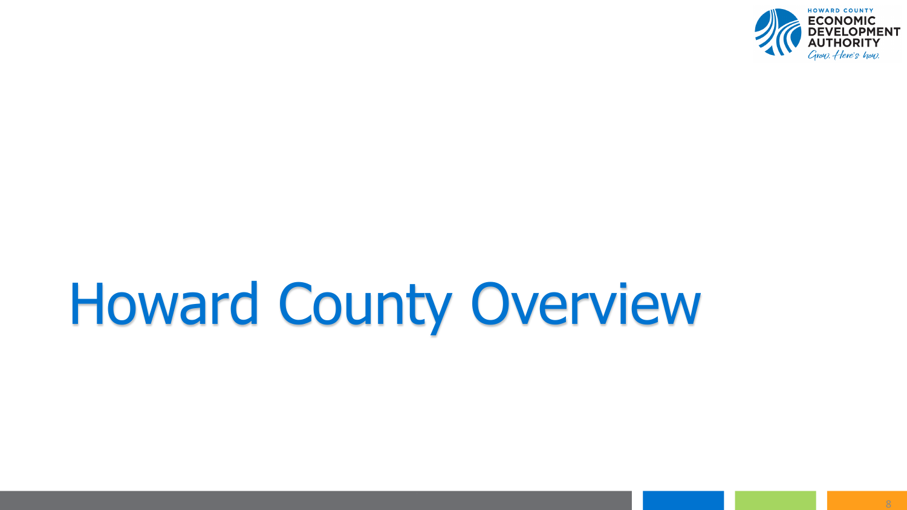# Howard County Overview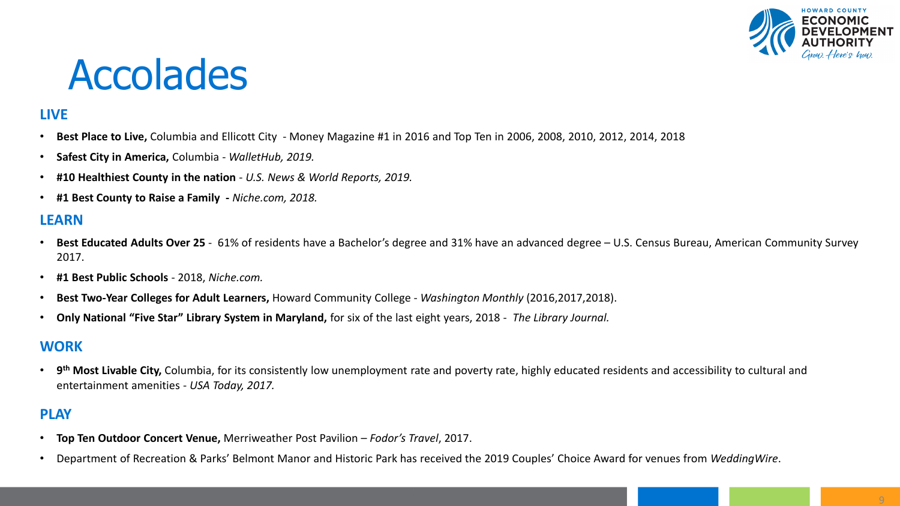# Accolades

## LIVE

- **Best Place to Live,** Columbia and Ellicott City - Money Magazine #1 in 2016 and Top Ten in 2006, 2008, 2010, 2012, 2014, 2018
- **Safest City in America,** Columbia - *WalletHub, 2019.*
- **#10 Healthiest County in the nation** - *U.S. News & World Reports, 2019.*
- **#1 Best County to Raise a Family -** *Niche.com, 2018.*

## LEARN

- **Best Educated Adults Over 25** - 61% of residents have a Bachelor's degree and 31% have an advanced degree – U.S. Census Bureau, American Community Survey 2017.
- **#1 Best Public Schools** - 2018, *Niche.com.*
- **Best Two-Year Colleges for Adult Learners,** Howard Community College - *Washington Monthly* (2016,2017,2018).
- **Only National "Five Star" Library System in Maryland,** for six of the last eight years, 2018 - *The Library Journal.*

## WORK

- **9th Most Livable City,** Columbia, for its consistently low unemployment rate and poverty rate, highly educated residents and accessibility to cultural and entertainment amenities - *USA Today, 2017.*

## PLAY

- **Top Ten Outdoor Concert Venue,** Merriweather Post Pavilion – *Fodor's Travel*, 2017.
- Department of Recreation & Parks' Belmont Manor and Historic Park has received the 2019 Couples' Choice Award for venues from *WeddingWire*.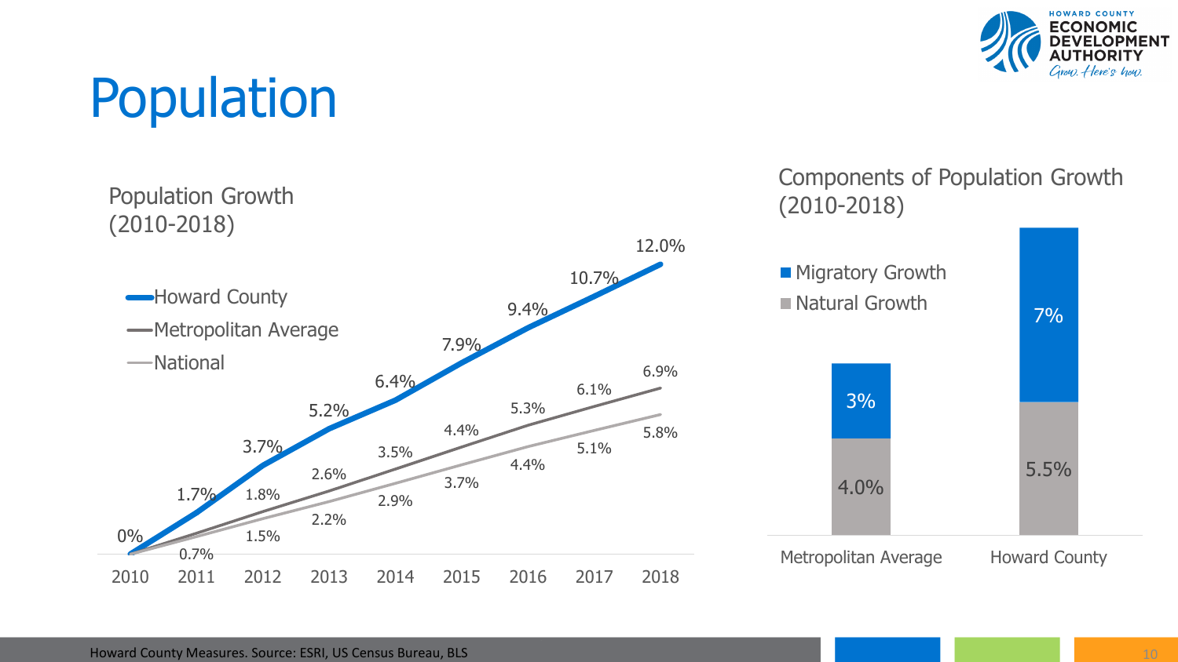# Population

## Population Growth (2010-2018)

| Year | Howard County | Metropolitan Average | National |
|---|---|---|---|
| 2010 | 0% | | |
| 2011 | 1.7% | | 0.7% |
| 2012 | 3.7% | 1.8% | 1.5% |
| 2013 | 5.2% | 2.6% | 2.2% |
| 2014 | 6.4% | 3.5% | 2.9% |
| 2015 | 7.9% | 4.4% | 3.7% |
| 2016 | 9.4% | 5.3% | 4.4% |
| 2017 | 10.7% | 6.1% | 5.1% |
| 2018 | 12.0% | 6.9% | 5.8% |

## Components of Population Growth (2010-2018)

| | Migratory Growth | Natural Growth |
|---|---|---|
| Metropolitan Average | 3% | 4.0% |
| Howard County | 7% | 5.5% |

Howard County Measures. Source: ESRI, US Census Bureau, BLS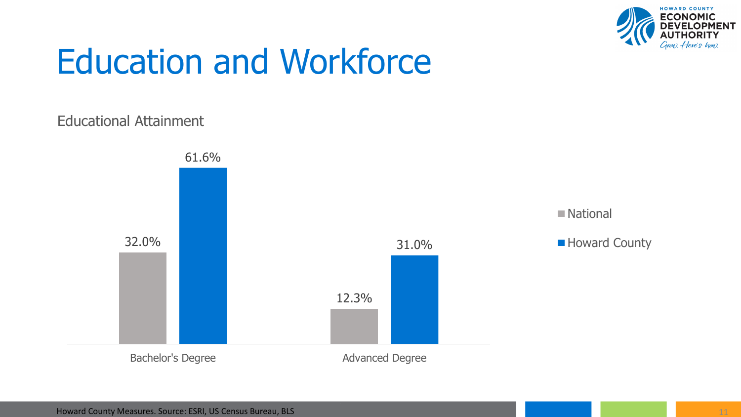# Education and Workforce

## Educational Attainment

| | National | Howard County |
|---|---|---|
| Bachelor's Degree | 32.0% | 61.6% |
| Advanced Degree | 12.3% | 31.0% |

Howard County Measures. Source: ESRI, US Census Bureau, BLS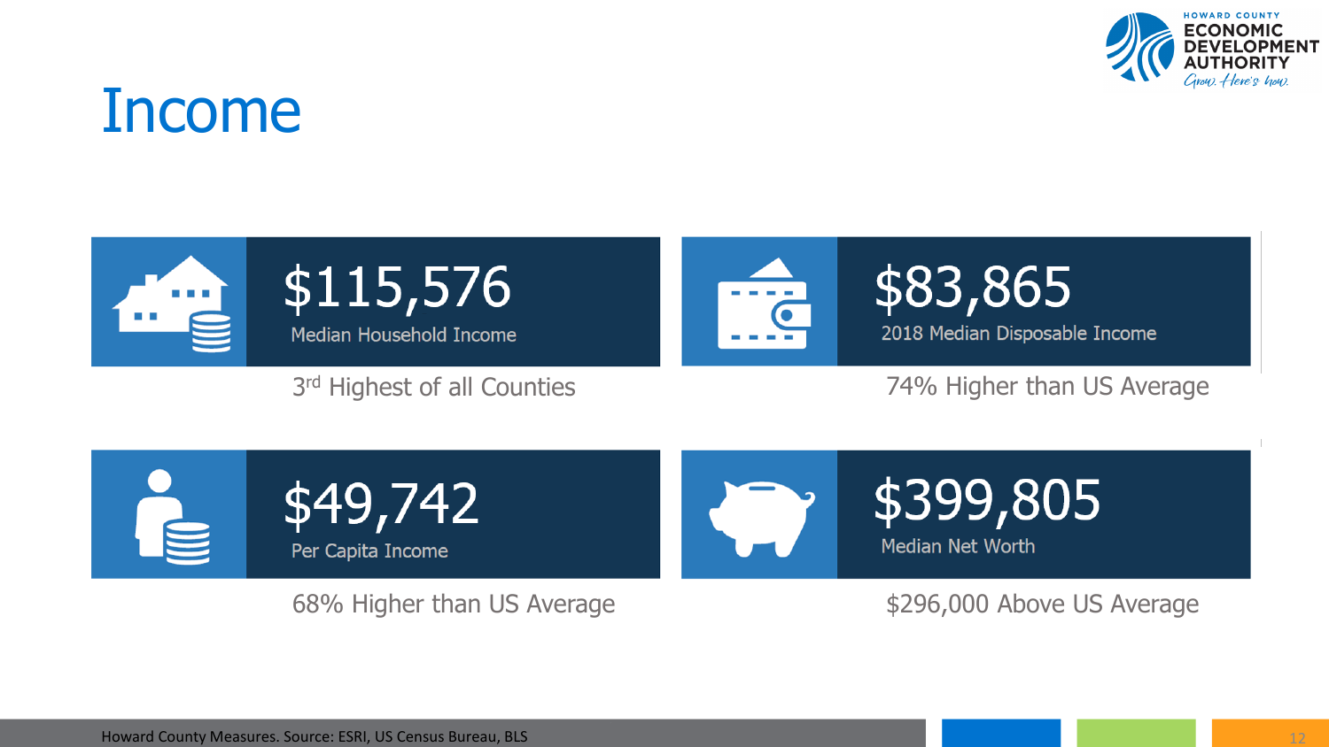# Income

**$115,576**
Median Household Income

3rd Highest of all Counties

**$83,865**
2018 Median Disposable Income

74% Higher than US Average

**$49,742**
Per Capita Income

68% Higher than US Average

**$399,805**
Median Net Worth

$296,000 Above US Average

Howard County Measures. Source: ESRI, US Census Bureau, BLS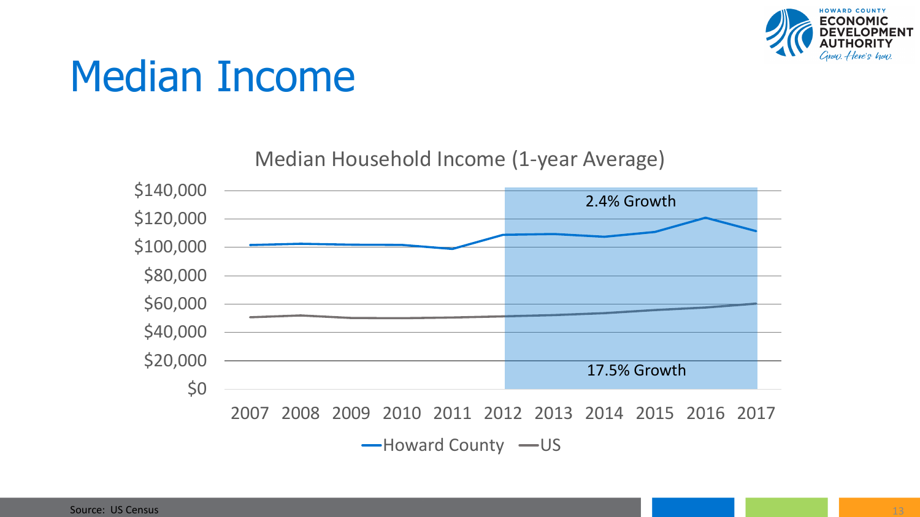# Median Income

Median Household Income (1-year Average)

2.4% Growth

17.5% Growth

$140,000
$120,000
$100,000
$80,000
$60,000
$40,000
$20,000
$0

2007 2008 2009 2010 2011 2012 2013 2014 2015 2016 2017

Howard County — US

Source: US Census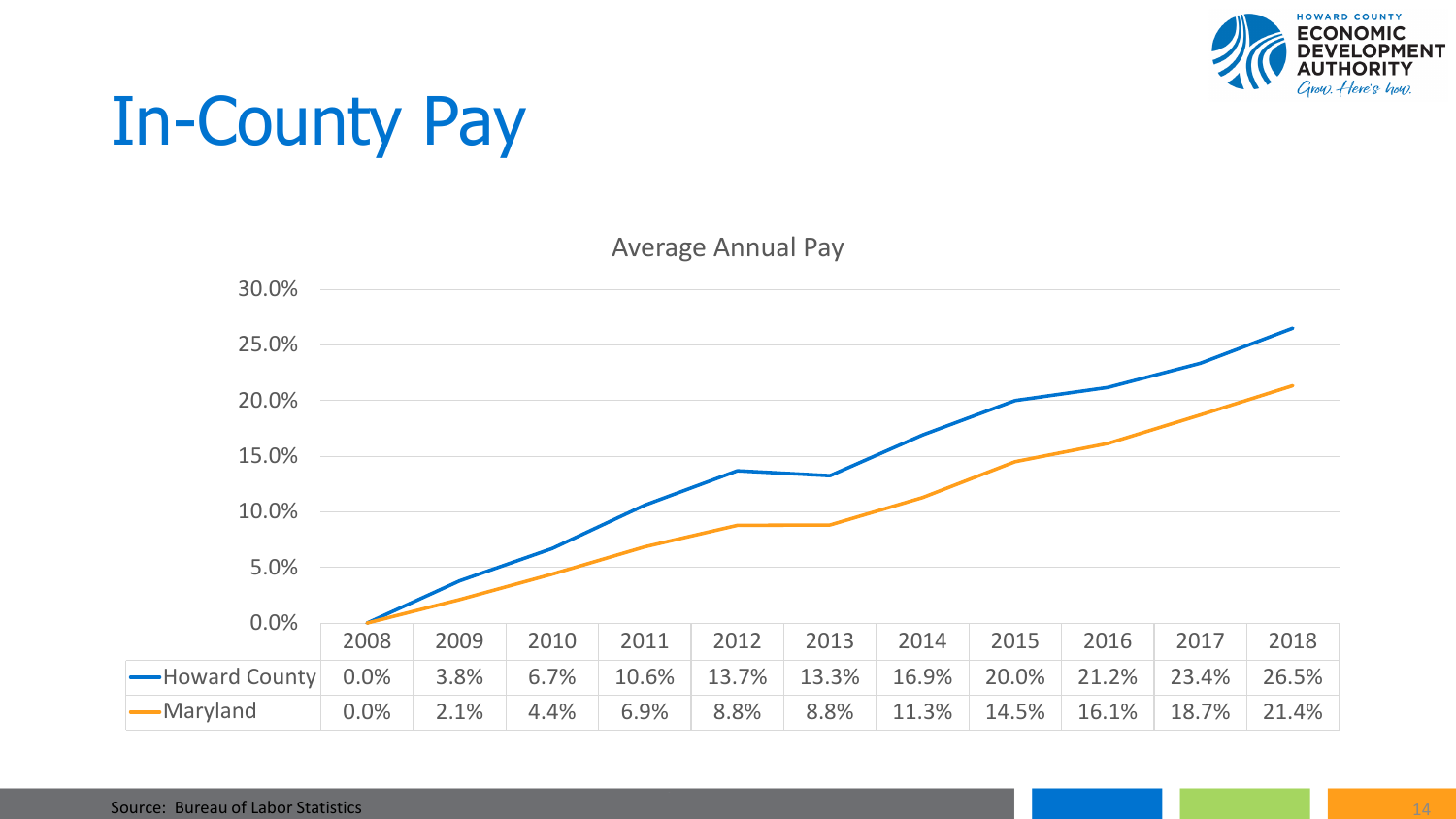# In-County Pay

Average Annual Pay

| | 2008 | 2009 | 2010 | 2011 | 2012 | 2013 | 2014 | 2015 | 2016 | 2017 | 2018 |
|---|---|---|---|---|---|---|---|---|---|---|---|
| Howard County | 0.0% | 3.8% | 6.7% | 10.6% | 13.7% | 13.3% | 16.9% | 20.0% | 21.2% | 23.4% | 26.5% |
| Maryland | 0.0% | 2.1% | 4.4% | 6.9% | 8.8% | 8.8% | 11.3% | 14.5% | 16.1% | 18.7% | 21.4% |

Source: Bureau of Labor Statistics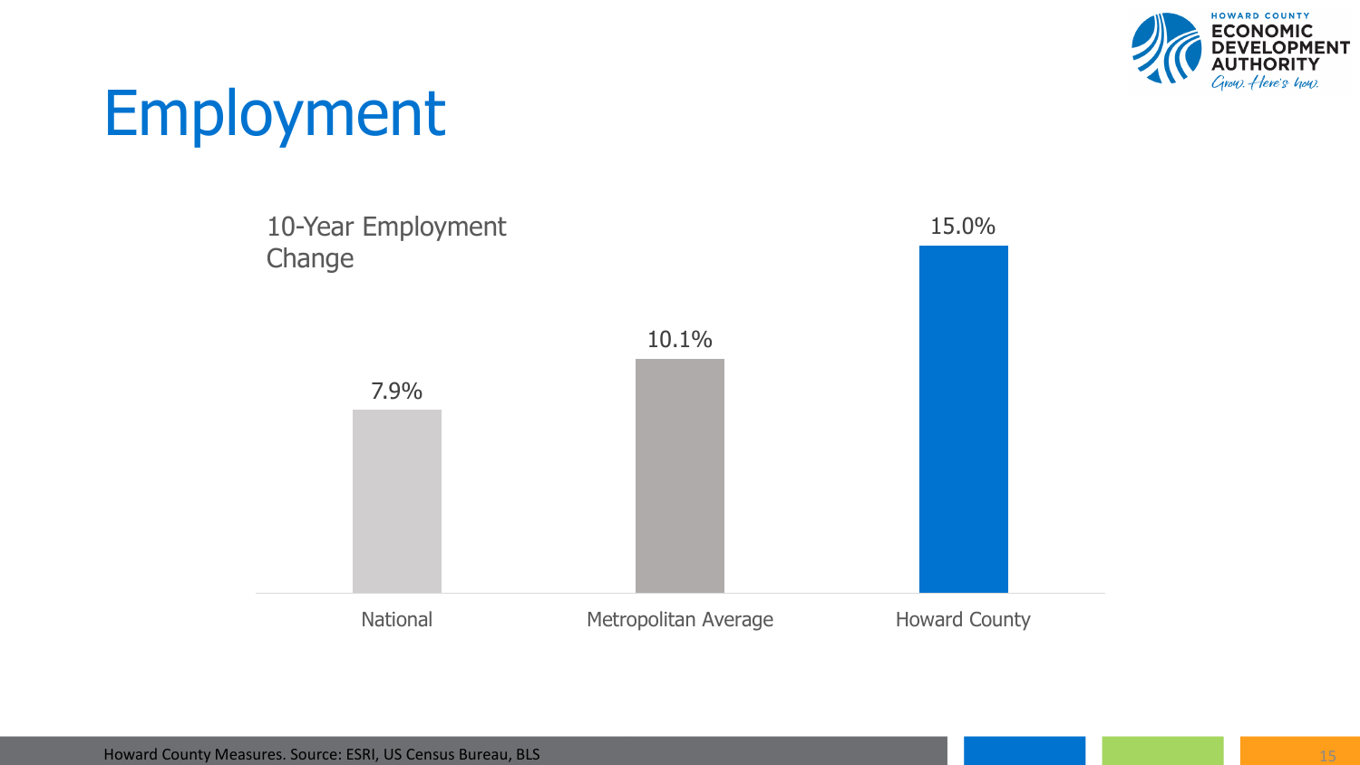# Employment

10-Year Employment Change

| National | Metropolitan Average | Howard County |
|---|---|---|
| 7.9% | 10.1% | 15.0% |

Howard County Measures. Source: ESRI, US Census Bureau, BLS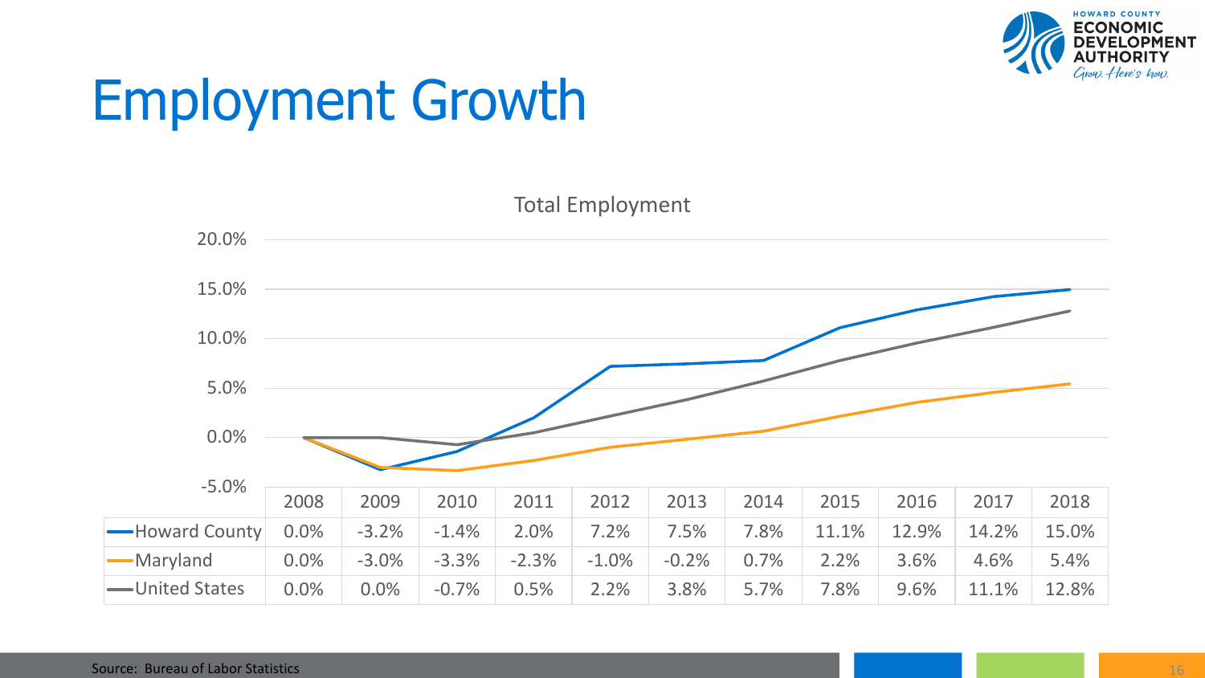# Employment Growth

Total Employment

| | 2008 | 2009 | 2010 | 2011 | 2012 | 2013 | 2014 | 2015 | 2016 | 2017 | 2018 |
|---|---|---|---|---|---|---|---|---|---|---|---|
| Howard County | 0.0% | -3.2% | -1.4% | 2.0% | 7.2% | 7.5% | 7.8% | 11.1% | 12.9% | 14.2% | 15.0% |
| Maryland | 0.0% | -3.0% | -3.3% | -2.3% | -1.0% | -0.2% | 0.7% | 2.2% | 3.6% | 4.6% | 5.4% |
| United States | 0.0% | 0.0% | -0.7% | 0.5% | 2.2% | 3.8% | 5.7% | 7.8% | 9.6% | 11.1% | 12.8% |

Source: Bureau of Labor Statistics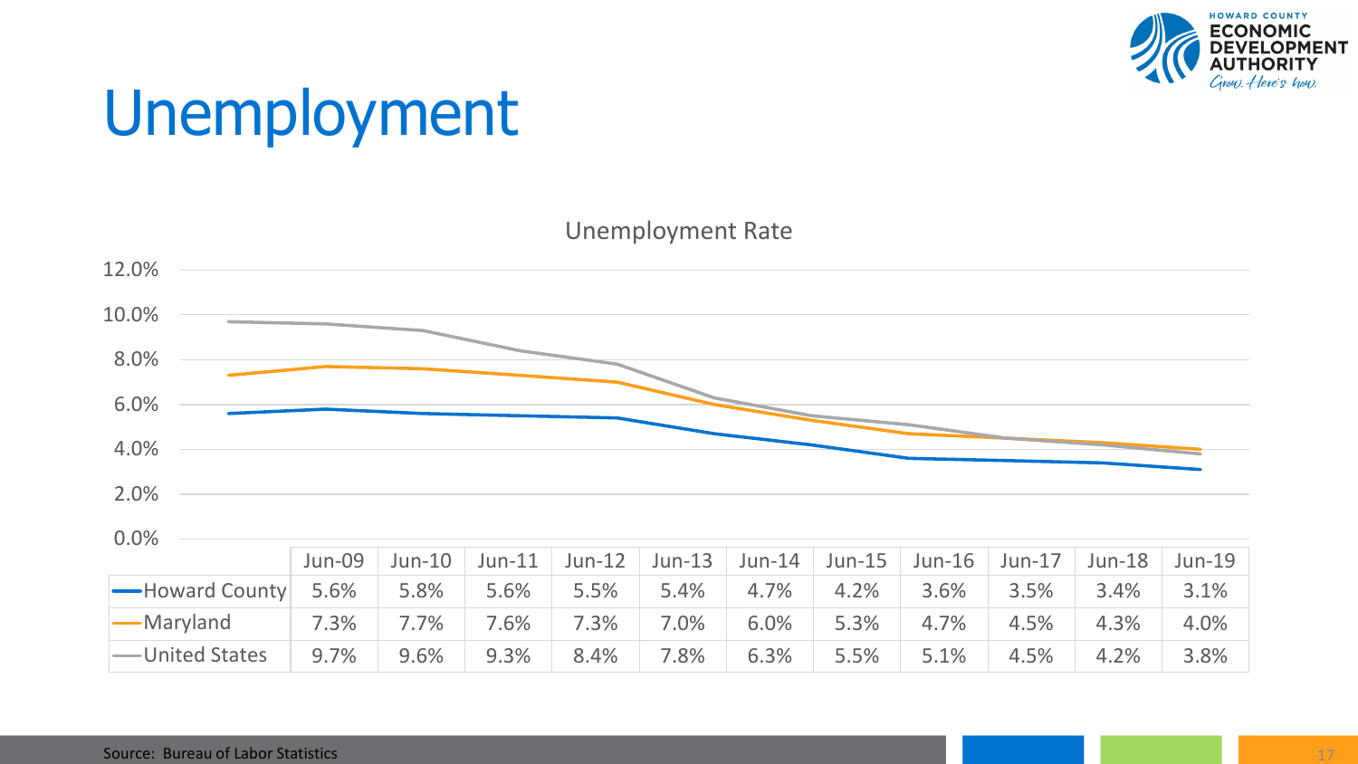# Unemployment

Unemployment Rate

| | Jun-09 | Jun-10 | Jun-11 | Jun-12 | Jun-13 | Jun-14 | Jun-15 | Jun-16 | Jun-17 | Jun-18 | Jun-19 |
|---|---|---|---|---|---|---|---|---|---|---|---|
| Howard County | 5.6% | 5.8% | 5.6% | 5.5% | 5.4% | 4.7% | 4.2% | 3.6% | 3.5% | 3.4% | 3.1% |
| Maryland | 7.3% | 7.7% | 7.6% | 7.3% | 7.0% | 6.0% | 5.3% | 4.7% | 4.5% | 4.3% | 4.0% |
| United States | 9.7% | 9.6% | 9.3% | 8.4% | 7.8% | 6.3% | 5.5% | 5.1% | 4.5% | 4.2% | 3.8% |

Source: Bureau of Labor Statistics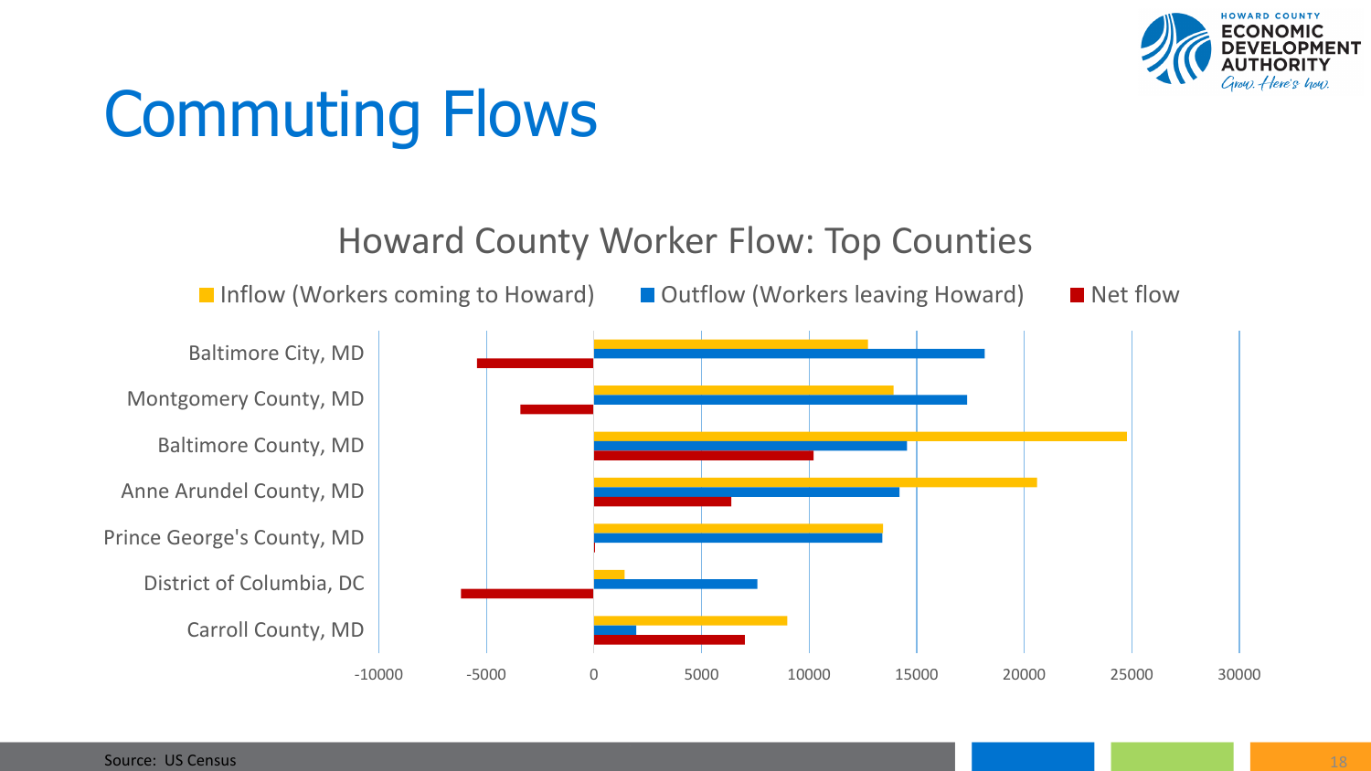# Commuting Flows

## Howard County Worker Flow: Top Counties

■ Inflow (Workers coming to Howard) ■ Outflow (Workers leaving Howard) ■ Net flow

Baltimore City, MD

Montgomery County, MD

Baltimore County, MD

Anne Arundel County, MD

Prince George's County, MD

District of Columbia, DC

Carroll County, MD

-10000 -5000 0 5000 10000 15000 20000 25000 30000

Source: US Census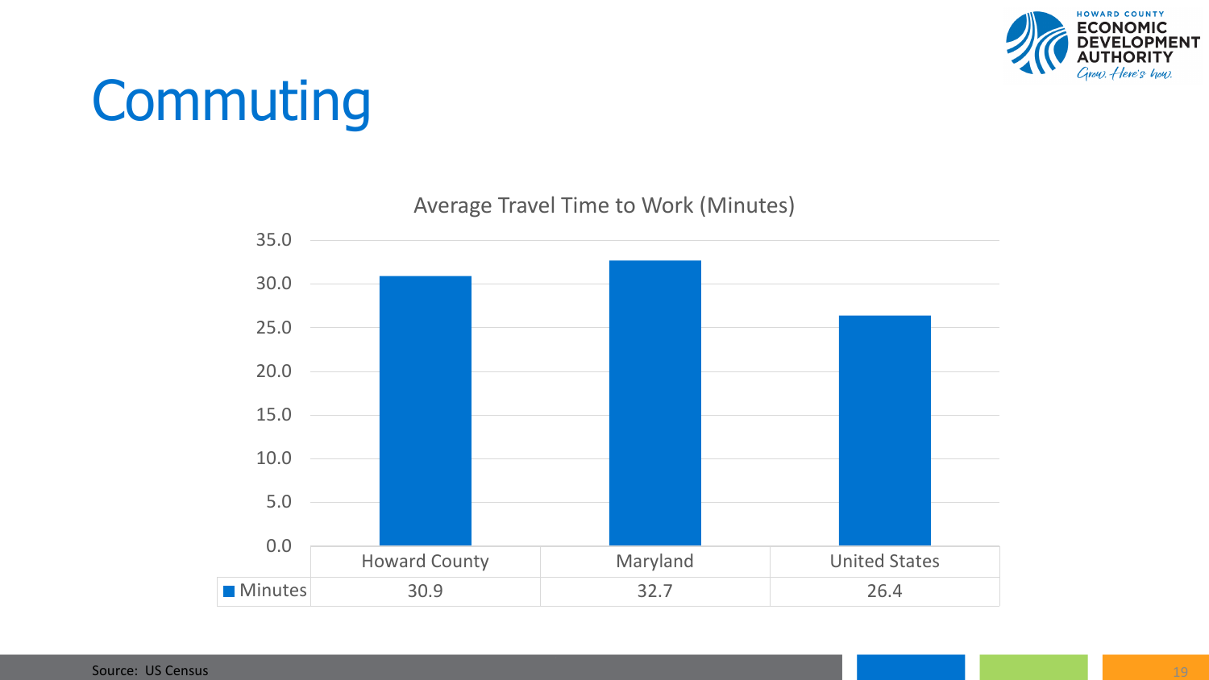# Commuting

Average Travel Time to Work (Minutes)

| | Howard County | Maryland | United States |
|---|---|---|---|
| Minutes | 30.9 | 32.7 | 26.4 |

Source: US Census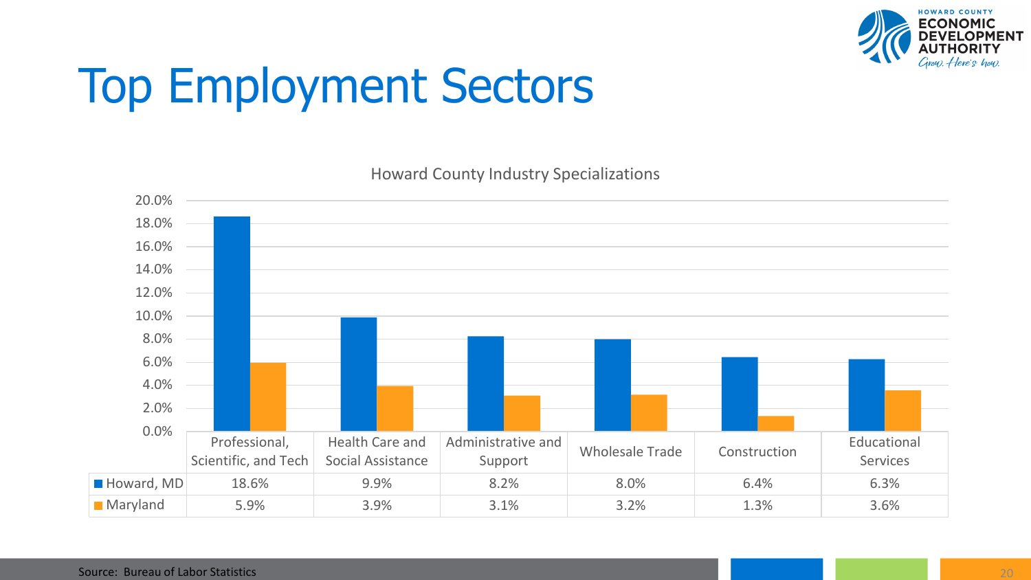# Top Employment Sectors

Howard County Industry Specializations

| | Professional, Scientific, and Tech | Health Care and Social Assistance | Administrative and Support | Wholesale Trade | Construction | Educational Services |
|---|---|---|---|---|---|---|
| Howard, MD | 18.6% | 9.9% | 8.2% | 8.0% | 6.4% | 6.3% |
| Maryland | 5.9% | 3.9% | 3.1% | 3.2% | 1.3% | 3.6% |

Source: Bureau of Labor Statistics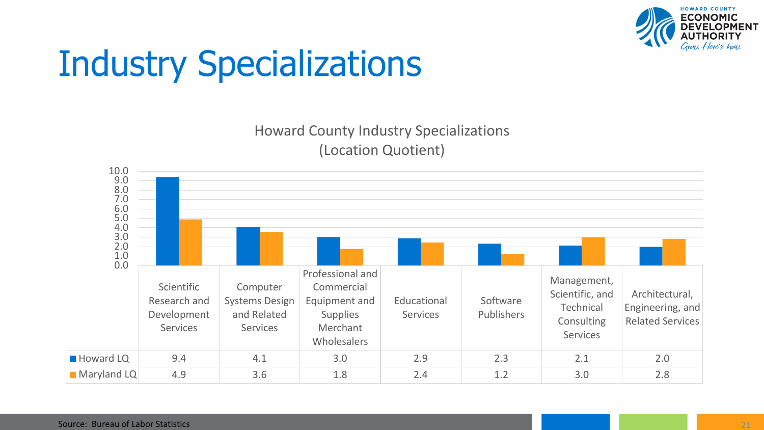# Industry Specializations

Howard County Industry Specializations
(Location Quotient)

| | Scientific Research and Development Services | Computer Systems Design and Related Services | Professional and Commercial Equipment and Supplies Merchant Wholesalers | Educational Services | Software Publishers | Management, Scientific, and Technical Consulting Services | Architectural, Engineering, and Related Services |
|---|---|---|---|---|---|---|---|
| Howard LQ | 9.4 | 4.1 | 3.0 | 2.9 | 2.3 | 2.1 | 2.0 |
| Maryland LQ | 4.9 | 3.6 | 1.8 | 2.4 | 1.2 | 3.0 | 2.8 |

Source: Bureau of Labor Statistics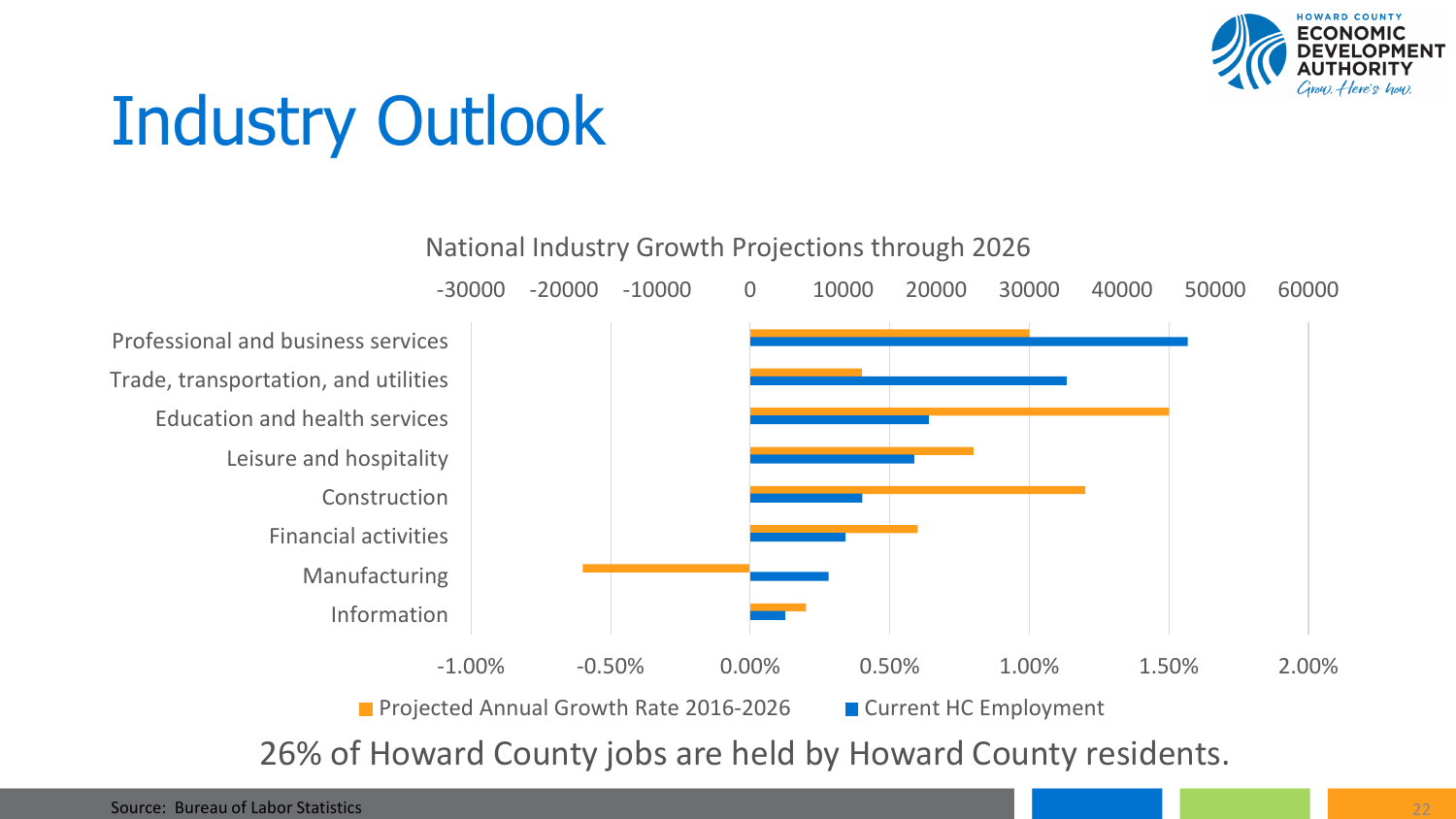# Industry Outlook

National Industry Growth Projections through 2026

| Industry | Projected Annual Growth Rate 2016-2026 | Current HC Employment |
|---|---|---|
| Professional and business services | 1.00% | ~47000 |
| Trade, transportation, and utilities | 0.40% | ~34000 |
| Education and health services | 1.50% | ~19000 |
| Leisure and hospitality | 0.80% | ~17500 |
| Construction | 1.20% | ~12000 |
| Financial activities | 0.60% | ~10000 |
| Manufacturing | -0.60% | ~8500 |
| Information | 0.20% | ~3500 |

26% of Howard County jobs are held by Howard County residents.

Source: Bureau of Labor Statistics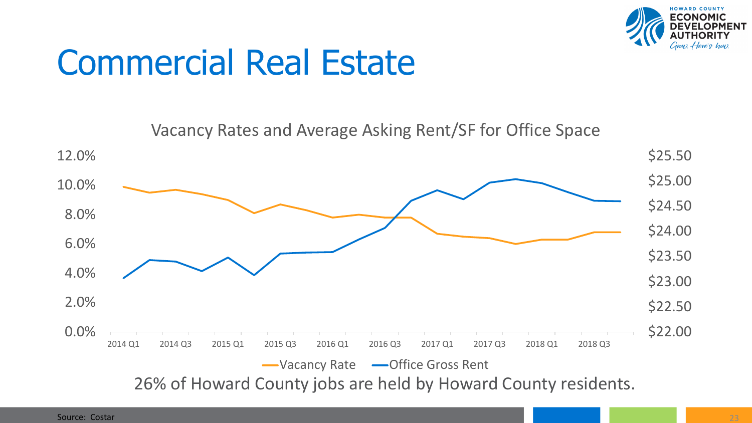# Commercial Real Estate

Vacancy Rates and Average Asking Rent/SF for Office Space

12.0% | 10.0% | 8.0% | 6.0% | 4.0% | 2.0% | 0.0%

$25.50 | $25.00 | $24.50 | $24.00 | $23.50 | $23.00 | $22.50 | $22.00

2014 Q1 | 2014 Q3 | 2015 Q1 | 2015 Q3 | 2016 Q1 | 2016 Q3 | 2017 Q1 | 2017 Q3 | 2018 Q1 | 2018 Q3

Vacancy Rate — Office Gross Rent

26% of Howard County jobs are held by Howard County residents.

Source: Costar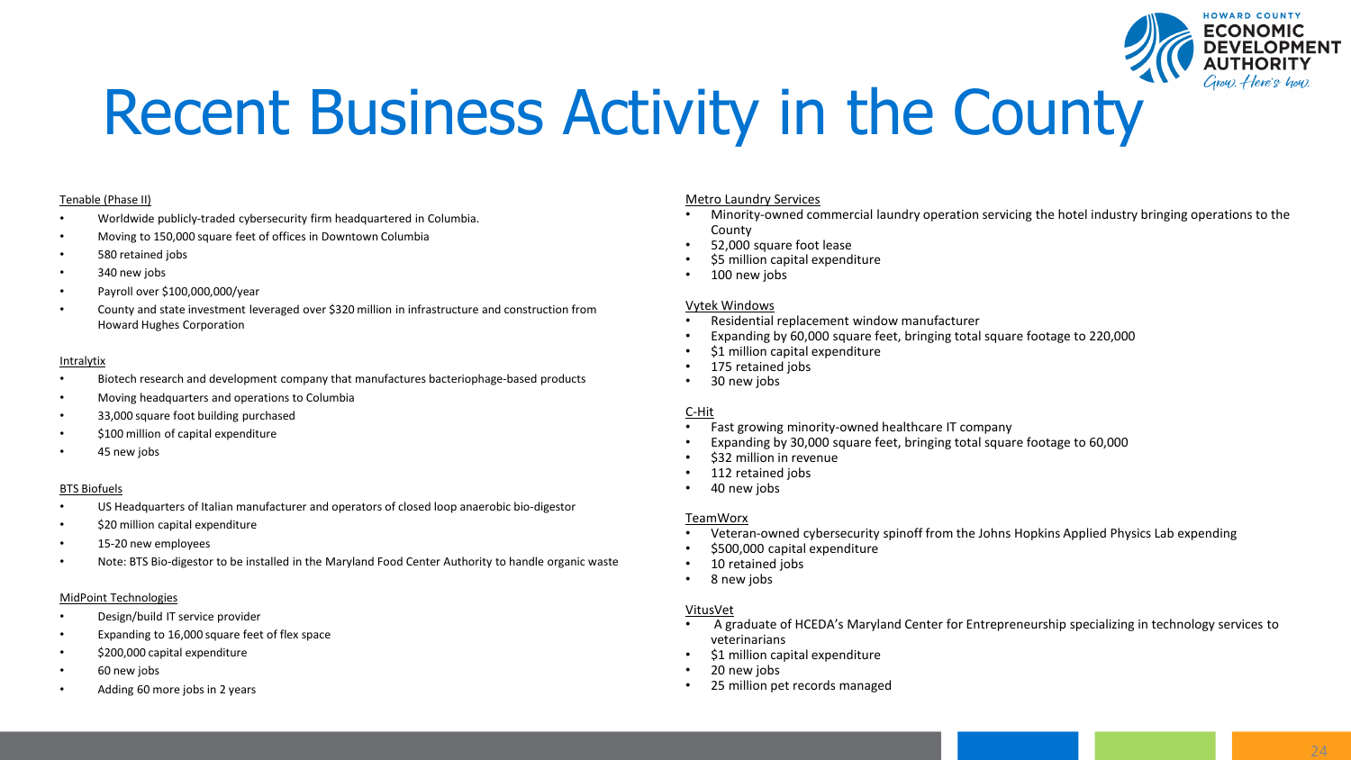# Recent Business Activity in the County

Tenable (Phase II)

- Worldwide publicly-traded cybersecurity firm headquartered in Columbia.
- Moving to 150,000 square feet of offices in Downtown Columbia
- 580 retained jobs
- 340 new jobs
- Payroll over $100,000,000/year
- County and state investment leveraged over $320 million in infrastructure and construction from Howard Hughes Corporation

Intralytix

- Biotech research and development company that manufactures bacteriophage-based products
- Moving headquarters and operations to Columbia
- 33,000 square foot building purchased
- $100 million of capital expenditure
- 45 new jobs

BTS Biofuels

- US Headquarters of Italian manufacturer and operators of closed loop anaerobic bio-digestor
- $20 million capital expenditure
- 15-20 new employees
- Note: BTS Bio-digestor to be installed in the Maryland Food Center Authority to handle organic waste

MidPoint Technologies

- Design/build IT service provider
- Expanding to 16,000 square feet of flex space
- $200,000 capital expenditure
- 60 new jobs
- Adding 60 more jobs in 2 years

Metro Laundry Services

- Minority-owned commercial laundry operation servicing the hotel industry bringing operations to the County
- 52,000 square foot lease
- $5 million capital expenditure
- 100 new jobs

Vytek Windows

- Residential replacement window manufacturer
- Expanding by 60,000 square feet, bringing total square footage to 220,000
- $1 million capital expenditure
- 175 retained jobs
- 30 new jobs

C-Hit

- Fast growing minority-owned healthcare IT company
- Expanding by 30,000 square feet, bringing total square footage to 60,000
- $32 million in revenue
- 112 retained jobs
- 40 new jobs

TeamWorx

- Veteran-owned cybersecurity spinoff from the Johns Hopkins Applied Physics Lab expending
- $500,000 capital expenditure
- 10 retained jobs
- 8 new jobs

VitusVet

- A graduate of HCEDA's Maryland Center for Entrepreneurship specializing in technology services to veterinarians
- $1 million capital expenditure
- 20 new jobs
- 25 million pet records managed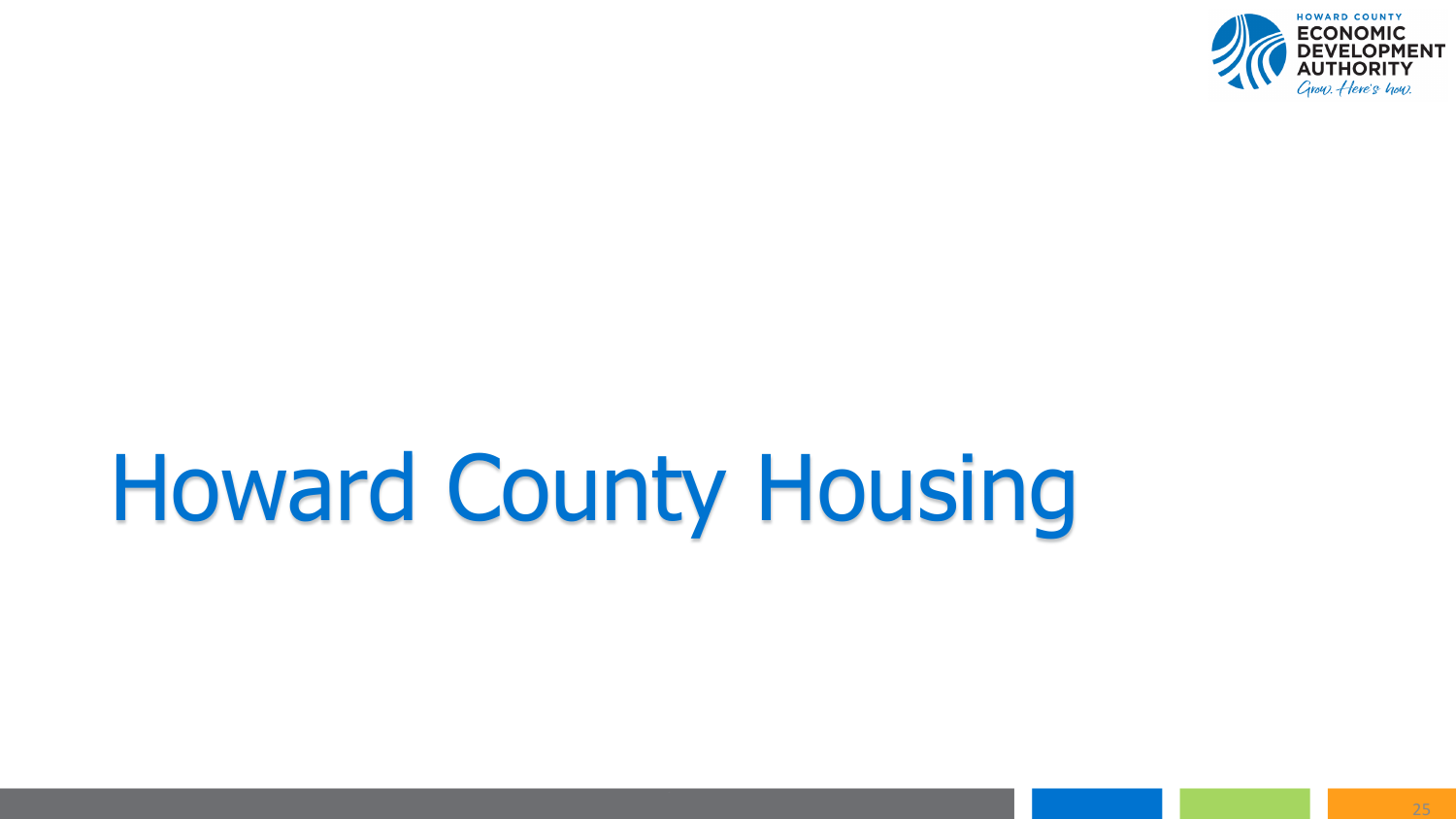# Howard County Housing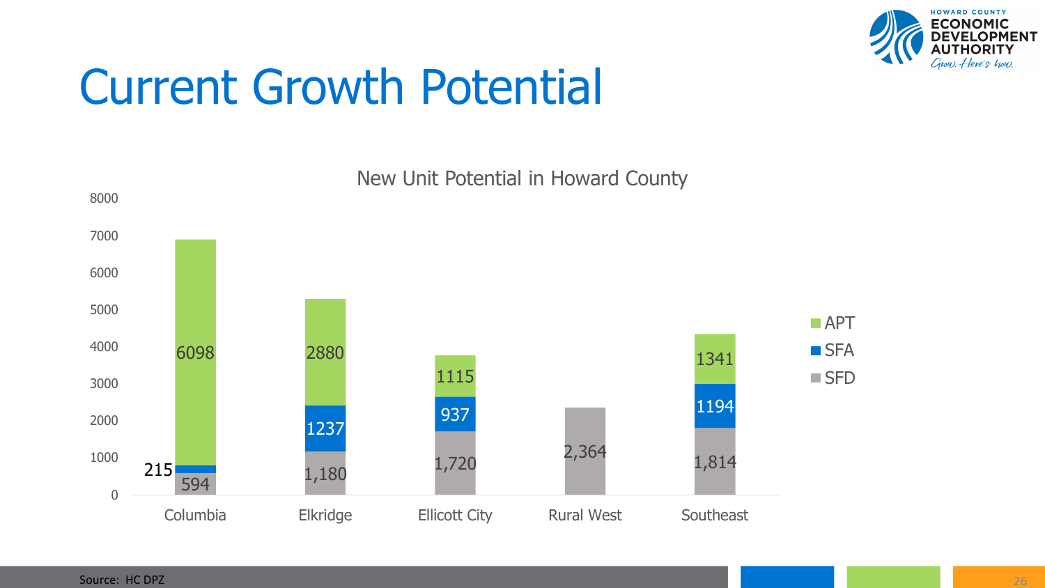# Current Growth Potential

**New Unit Potential in Howard County**

| Area | SFD | SFA | APT |
| --- | --- | --- | --- |
| Columbia | 594 | 215 | 6098 |
| Elkridge | 1,180 | 1237 | 2880 |
| Ellicott City | 1,720 | 937 | 1115 |
| Rural West | 2,364 | | |
| Southeast | 1,814 | 1194 | 1341 |

Source: HC DPZ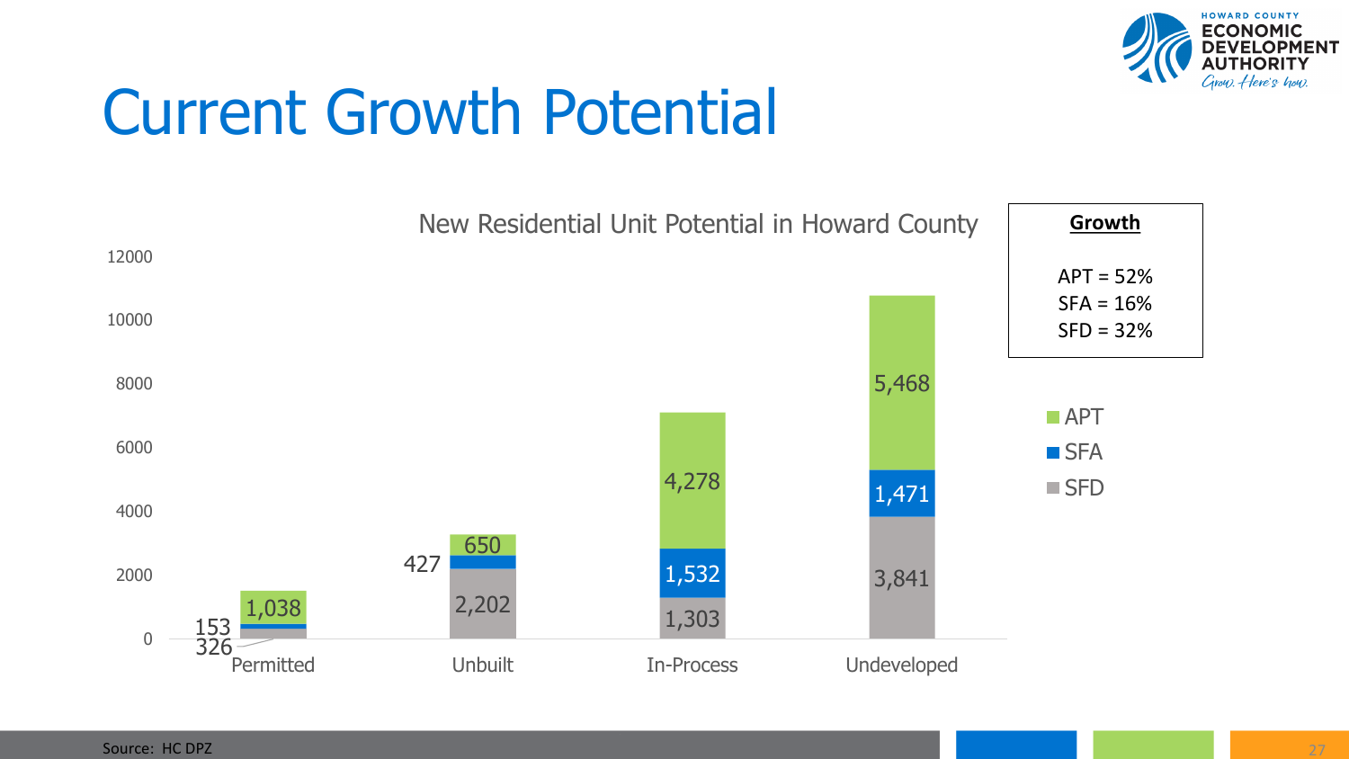# Current Growth Potential

**New Residential Unit Potential in Howard County**

| | Permitted | Unbuilt | In-Process | Undeveloped |
|---|---|---|---|---|
| APT | 1,038 | 650 | 4,278 | 5,468 |
| SFA | 153 | 427 | 1,532 | 1,471 |
| SFD | 326 | 2,202 | 1,303 | 3,841 |

**Growth**

APT = 52%
SFA = 16%
SFD = 32%

Source: HC DPZ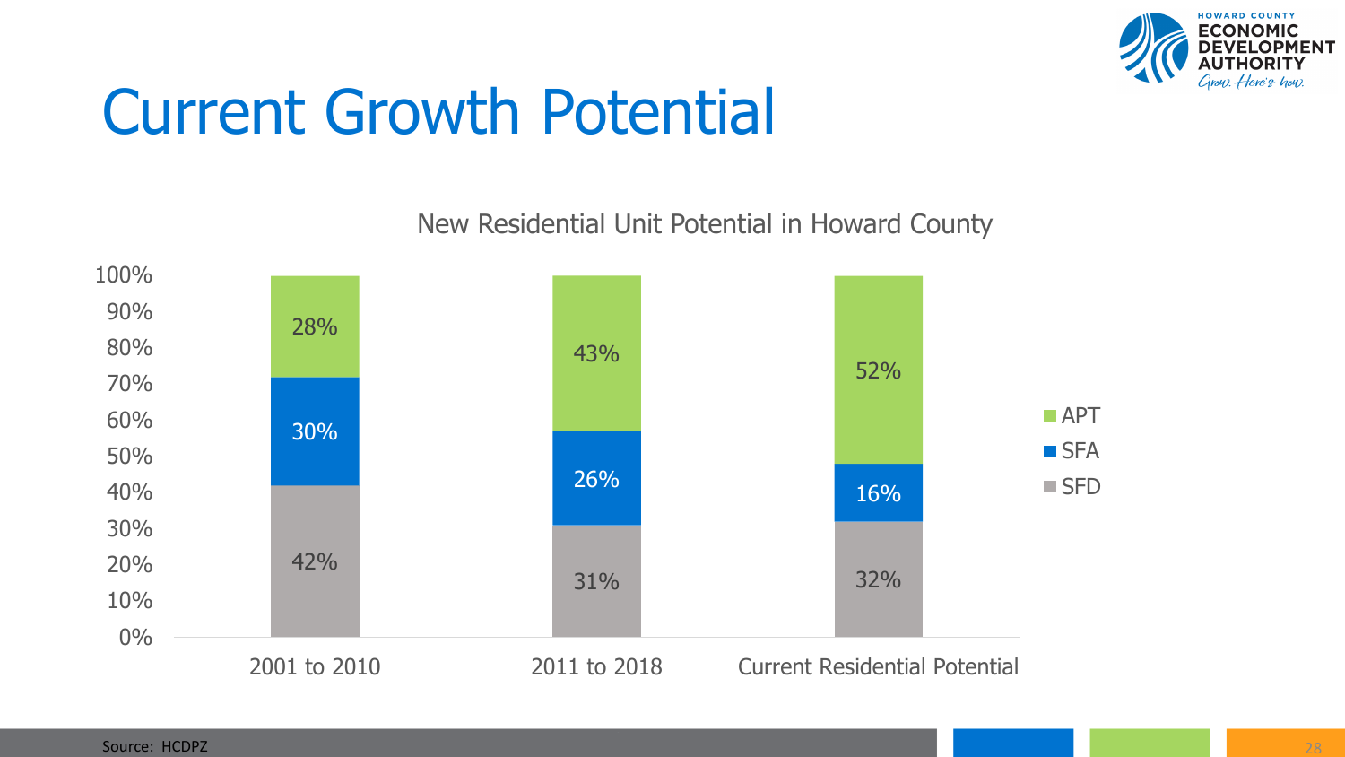# Current Growth Potential

New Residential Unit Potential in Howard County

| | 2001 to 2010 | 2011 to 2018 | Current Residential Potential |
|---|---|---|---|
| APT | 28% | 43% | 52% |
| SFA | 30% | 26% | 16% |
| SFD | 42% | 31% | 32% |

Source: HCDPZ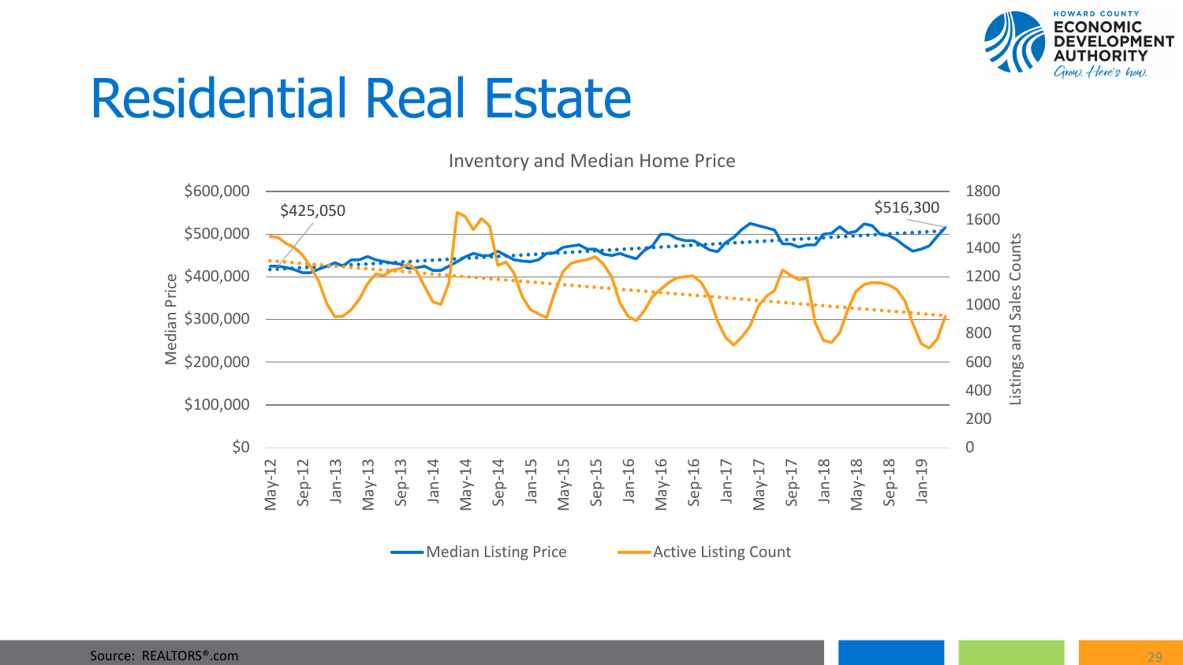# Residential Real Estate

Inventory and Median Home Price

Median Price

$600,000
$500,000
$400,000
$300,000
$200,000
$100,000
$0

Listings and Sales Counts

1800
1600
1400
1200
1000
800
600
400
200
0

$425,050

$516,300

May-12
Sep-12
Jan-13
May-13
Sep-13
Jan-14
May-14
Sep-14
Jan-15
May-15
Sep-15
Jan-16
May-16
Sep-16
Jan-17
May-17
Sep-17
Jan-18
May-18
Sep-18
Jan-19

Median Listing Price
Active Listing Count

Source: REALTORS®.com